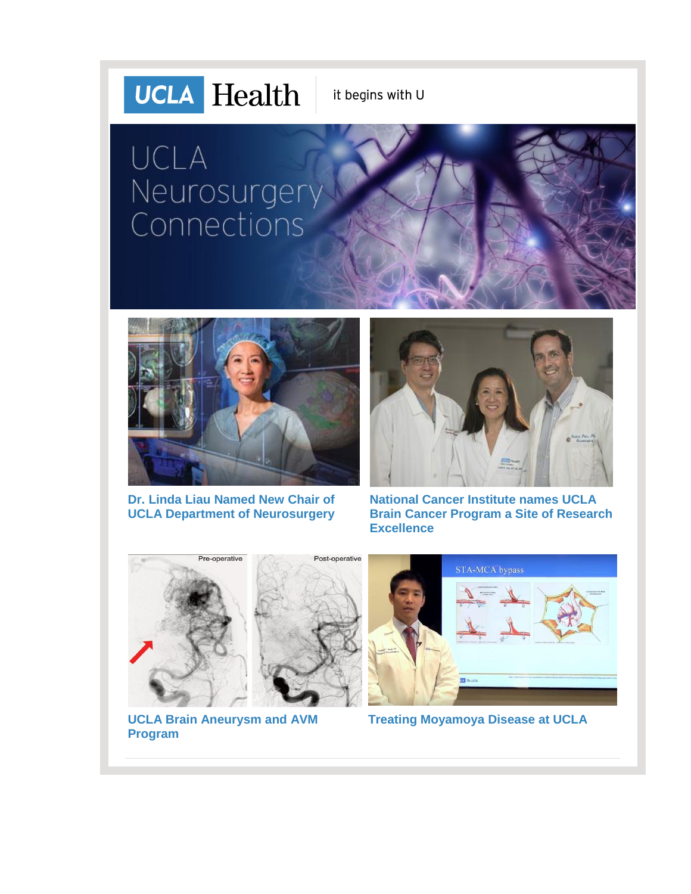UCLA Health | it begins with U

# UCLA Neurosurgery Connections

**Dr. Linda Liau Named New Chair of UCLA Department of Neurosurgery**

**National Cancer Institute names UCLA Brain Cancer Program a Site of Research Excellence**

**UCLA Brain Aneurysm and AVM Program**

**Treating Moyamoya Disease at UCLA**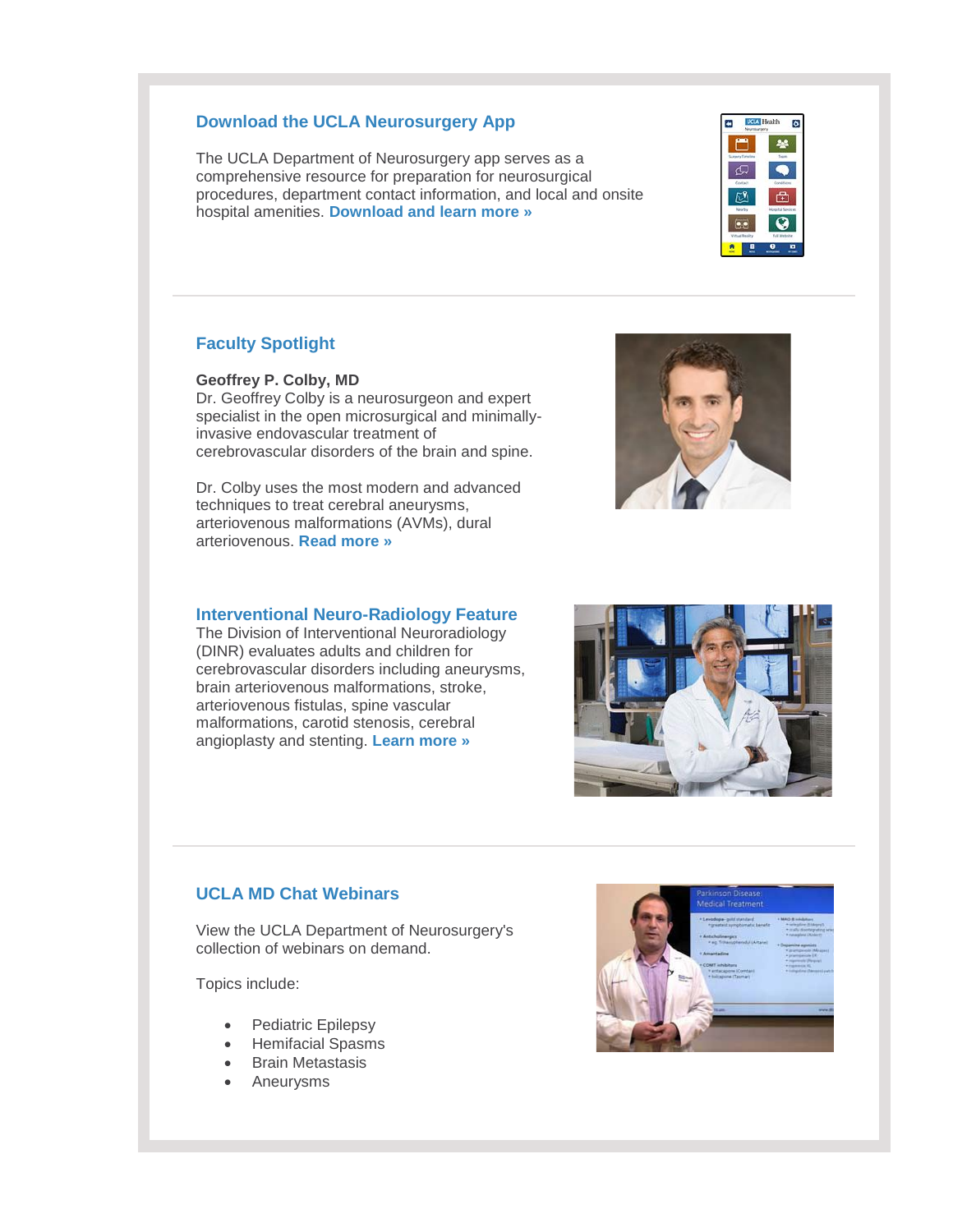## Download the UCLA Neurosurgery App

The UCLA Department of Neurosurgery app serves as a comprehensive resource for preparation for neurosurgical procedures, department contact information, and local and onsite hospital amenities. **Download and learn more »**

---

## Faculty Spotlight

**Geoffrey P. Colby, MD**
Dr. Geoffrey Colby is a neurosurgeon and expert specialist in the open microsurgical and minimally-invasive endovascular treatment of cerebrovascular disorders of the brain and spine.

Dr. Colby uses the most modern and advanced techniques to treat cerebral aneurysms, arteriovenous malformations (AVMs), dural arteriovenous. **Read more »**

## Interventional Neuro-Radiology Feature

The Division of Interventional Neuroradiology (DINR) evaluates adults and children for cerebrovascular disorders including aneurysms, brain arteriovenous malformations, stroke, arteriovenous fistulas, spine vascular malformations, carotid stenosis, cerebral angioplasty and stenting. **Learn more »**

---

## UCLA MD Chat Webinars

View the UCLA Department of Neurosurgery's collection of webinars on demand.

Topics include:

- Pediatric Epilepsy
- Hemifacial Spasms
- Brain Metastasis
- Aneurysms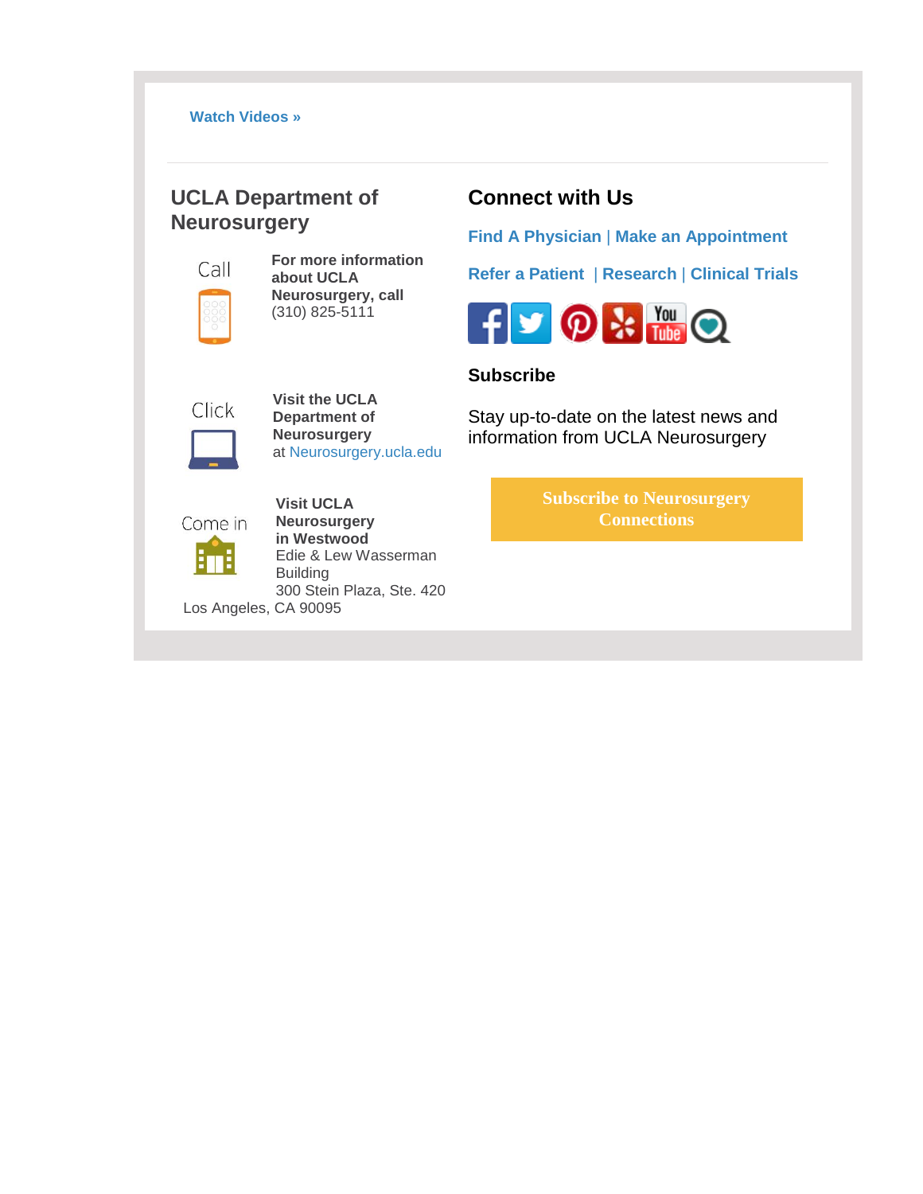**Watch Videos »**

---

## UCLA Department of Neurosurgery

Call

**For more information about UCLA Neurosurgery, call**
(310) 825-5111

Click

**Visit the UCLA Department of Neurosurgery**
at Neurosurgery.ucla.edu

Come in

**Visit UCLA Neurosurgery in Westwood**
Edie & Lew Wasserman Building
300 Stein Plaza, Ste. 420
Los Angeles, CA 90095

## Connect with Us

**Find A Physician** | **Make an Appointment**

**Refer a Patient** | **Research** | **Clinical Trials**

### Subscribe

Stay up-to-date on the latest news and information from UCLA Neurosurgery

**Subscribe to Neurosurgery Connections**